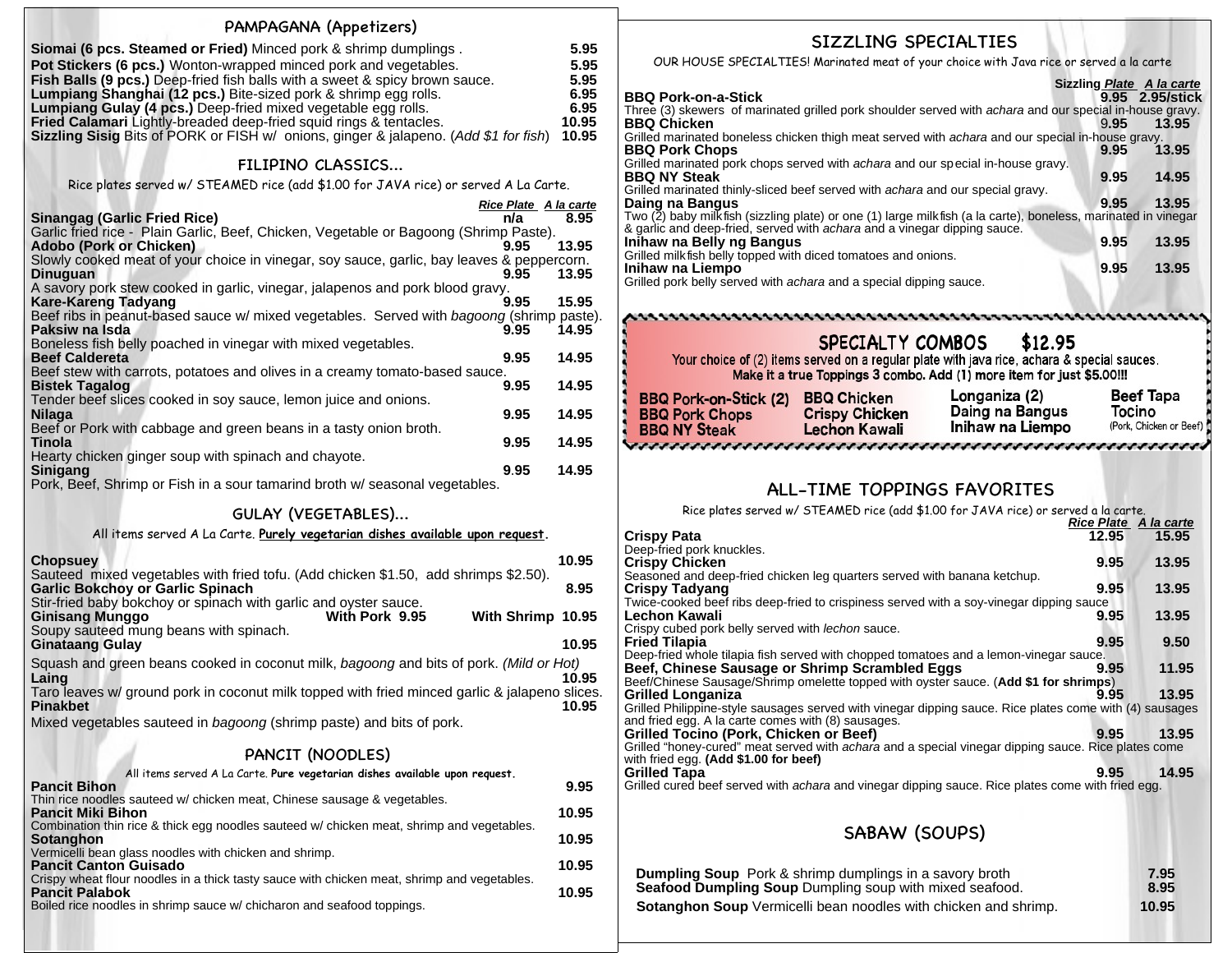## PAMPAGANA (Appetizers)

| Item | Price |
|---|---|
| **Siomai (6 pcs. Steamed or Fried)** Minced pork & shrimp dumplings . | 5.95 |
| **Pot Stickers (6 pcs.)** Wonton-wrapped minced pork and vegetables. | 5.95 |
| **Fish Balls (9 pcs.)** Deep-fried fish balls with a sweet & spicy brown sauce. | 5.95 |
| **Lumpiang Shanghai (12 pcs.)** Bite-sized pork & shrimp egg rolls. | 6.95 |
| **Lumpiang Gulay (4 pcs.)** Deep-fried mixed vegetable egg rolls. | 6.95 |
| **Fried Calamari** Lightly-breaded deep-fried squid rings & tentacles. | 10.95 |
| **Sizzling Sisig** Bits of PORK or FISH w/ onions, ginger & jalapeno. (*Add $1 for fish*) | 10.95 |

## FILIPINO CLASSICS...

Rice plates served w/ STEAMED rice (add $1.00 for JAVA rice) or served A La Carte.

| Item | *Rice Plate* | *A la carte* |
|---|---|---|
| **Sinangag (Garlic Fried Rice)**<br>Garlic fried rice - Plain Garlic, Beef, Chicken, Vegetable or Bagoong (Shrimp Paste). | n/a | 8.95 |
| **Adobo (Pork or Chicken)**<br>Slowly cooked meat of your choice in vinegar, soy sauce, garlic, bay leaves & peppercorn. | 9.95 | 13.95 |
| **Dinuguan**<br>A savory pork stew cooked in garlic, vinegar, jalapenos and pork blood gravy. | 9.95 | 13.95 |
| **Kare-Kareng Tadyang**<br>Beef ribs in peanut-based sauce w/ mixed vegetables. Served with *bagoong* (shrimp paste). | 9.95 | 15.95 |
| **Paksiw na Isda**<br>Boneless fish belly poached in vinegar with mixed vegetables. | 9.95 | 14.95 |
| **Beef Caldereta**<br>Beef stew with carrots, potatoes and olives in a creamy tomato-based sauce. | 9.95 | 14.95 |
| **Bistek Tagalog**<br>Tender beef slices cooked in soy sauce, lemon juice and onions. | 9.95 | 14.95 |
| **Nilaga**<br>Beef or Pork with cabbage and green beans in a tasty onion broth. | 9.95 | 14.95 |
| **Tinola**<br>Hearty chicken ginger soup with spinach and chayote. | 9.95 | 14.95 |
| **Sinigang**<br>Pork, Beef, Shrimp or Fish in a sour tamarind broth w/ seasonal vegetables. | 9.95 | 14.95 |

## GULAY (VEGETABLES)...

All items served A La Carte. **Purely vegetarian dishes available upon request**.

| Item | Price |
|---|---|
| **Chopsuey**<br>Sauteed mixed vegetables with fried tofu. (Add chicken $1.50, add shrimps $2.50). | 10.95 |
| **Garlic Bokchoy or Garlic Spinach**<br>Stir-fried baby bokchoy or spinach with garlic and oyster sauce. | 8.95 |
| **Ginisang Munggo** — **With Pork 9.95** — **With Shrimp 10.95**<br>Soupy sauteed mung beans with spinach. | |
| **Ginataang Gulay**<br>Squash and green beans cooked in coconut milk, *bagoong* and bits of pork. *(Mild or Hot)* | 10.95 |
| **Laing**<br>Taro leaves w/ ground pork in coconut milk topped with fried minced garlic & jalapeno slices. | 10.95 |
| **Pinakbet**<br>Mixed vegetables sauteed in *bagoong* (shrimp paste) and bits of pork. | 10.95 |

## PANCIT (NOODLES)

All items served A La Carte. **Pure vegetarian dishes available upon request**.

| Item | Price |
|---|---|
| **Pancit Bihon**<br>Thin rice noodles sauteed w/ chicken meat, Chinese sausage & vegetables. | 9.95 |
| **Pancit Miki Bihon**<br>Combination thin rice & thick egg noodles sauteed w/ chicken meat, shrimp and vegetables. | 10.95 |
| **Sotanghon**<br>Vermicelli bean glass noodles with chicken and shrimp. | 10.95 |
| **Pancit Canton Guisado**<br>Crispy wheat flour noodles in a thick tasty sauce with chicken meat, shrimp and vegetables. | 10.95 |
| **Pancit Palabok**<br>Boiled rice noodles in shrimp sauce w/ chicharon and seafood toppings. | 10.95 |

## SIZZLING SPECIALTIES

OUR HOUSE SPECIALTIES! Marinated meat of your choice with Java rice or served a la carte

| Item | *Sizzling Plate* | *A la carte* |
|---|---|---|
| **BBQ Pork-on-a-Stick**<br>Three (3) skewers of marinated grilled pork shoulder served with *achara* and our special in-house gravy. | 9.95 | 2.95/stick |
| **BBQ Chicken**<br>Grilled marinated boneless chicken thigh meat served with *achara* and our special in-house gravy. | 9.95 | 13.95 |
| **BBQ Pork Chops**<br>Grilled marinated pork chops served with *achara* and our special in-house gravy. | 9.95 | 13.95 |
| **BBQ NY Steak**<br>Grilled marinated thinly-sliced beef served with *achara* and our special gravy. | 9.95 | 14.95 |
| **Daing na Bangus**<br>Two (2) baby milkfish (sizzling plate) or one (1) large milkfish (a la carte), boneless, marinated in vinegar & garlic and deep-fried, served with *achara* and a vinegar dipping sauce. | 9.95 | 13.95 |
| **Inihaw na Belly ng Bangus**<br>Grilled milkfish belly topped with diced tomatoes and onions. | 9.95 | 13.95 |
| **Inihaw na Liempo**<br>Grilled pork belly served with *achara* and a special dipping sauce. | 9.95 | 13.95 |

### SPECIALTY COMBOS $12.95

Your choice of (2) items served on a regular plate with java rice, achara & special sauces.
**Make it a true Toppings 3 combo. Add (1) more item for just $5.00!!!**

- BBQ Pork-on-Stick (2)
- BBQ Pork Chops
- BBQ NY Steak
- BBQ Chicken
- Crispy Chicken
- Lechon Kawali
- Longaniza (2)
- Daing na Bangus
- Inihaw na Liempo
- Beef Tapa
- Tocino (Pork, Chicken or Beef)

## ALL-TIME TOPPINGS FAVORITES

Rice plates served w/ STEAMED rice (add $1.00 for JAVA rice) or served a la carte.

| Item | *Rice Plate* | *A la carte* |
|---|---|---|
| **Crispy Pata**<br>Deep-fried pork knuckles. | 12.95 | 15.95 |
| **Crispy Chicken**<br>Seasoned and deep-fried chicken leg quarters served with banana ketchup. | 9.95 | 13.95 |
| **Crispy Tadyang**<br>Twice-cooked beef ribs deep-fried to crispiness served with a soy-vinegar dipping sauce | 9.95 | 13.95 |
| **Lechon Kawali**<br>Crispy cubed pork belly served with *lechon* sauce. | 9.95 | 13.95 |
| **Fried Tilapia**<br>Deep-fried whole tilapia fish served with chopped tomatoes and a lemon-vinegar sauce. | 9.95 | 9.50 |
| **Beef, Chinese Sausage or Shrimp Scrambled Eggs**<br>Beef/Chinese Sausage/Shrimp omelette topped with oyster sauce. (**Add $1 for shrimps**) | 9.95 | 11.95 |
| **Grilled Longaniza**<br>Grilled Philippine-style sausages served with vinegar dipping sauce. Rice plates come with (4) sausages and fried egg. A la carte comes with (8) sausages. | 9.95 | 13.95 |
| **Grilled Tocino (Pork, Chicken or Beef)**<br>Grilled "honey-cured" meat served with *achara* and a special vinegar dipping sauce. Rice plates come with fried egg. **(Add $1.00 for beef)** | 9.95 | 13.95 |
| **Grilled Tapa**<br>Grilled cured beef served with *achara* and vinegar dipping sauce. Rice plates come with fried egg. | 9.95 | 14.95 |

## SABAW (SOUPS)

| Item | Price |
|---|---|
| **Dumpling Soup** Pork & shrimp dumplings in a savory broth | 7.95 |
| **Seafood Dumpling Soup** Dumpling soup with mixed seafood. | 8.95 |
| **Sotanghon Soup** Vermicelli bean noodles with chicken and shrimp. | 10.95 |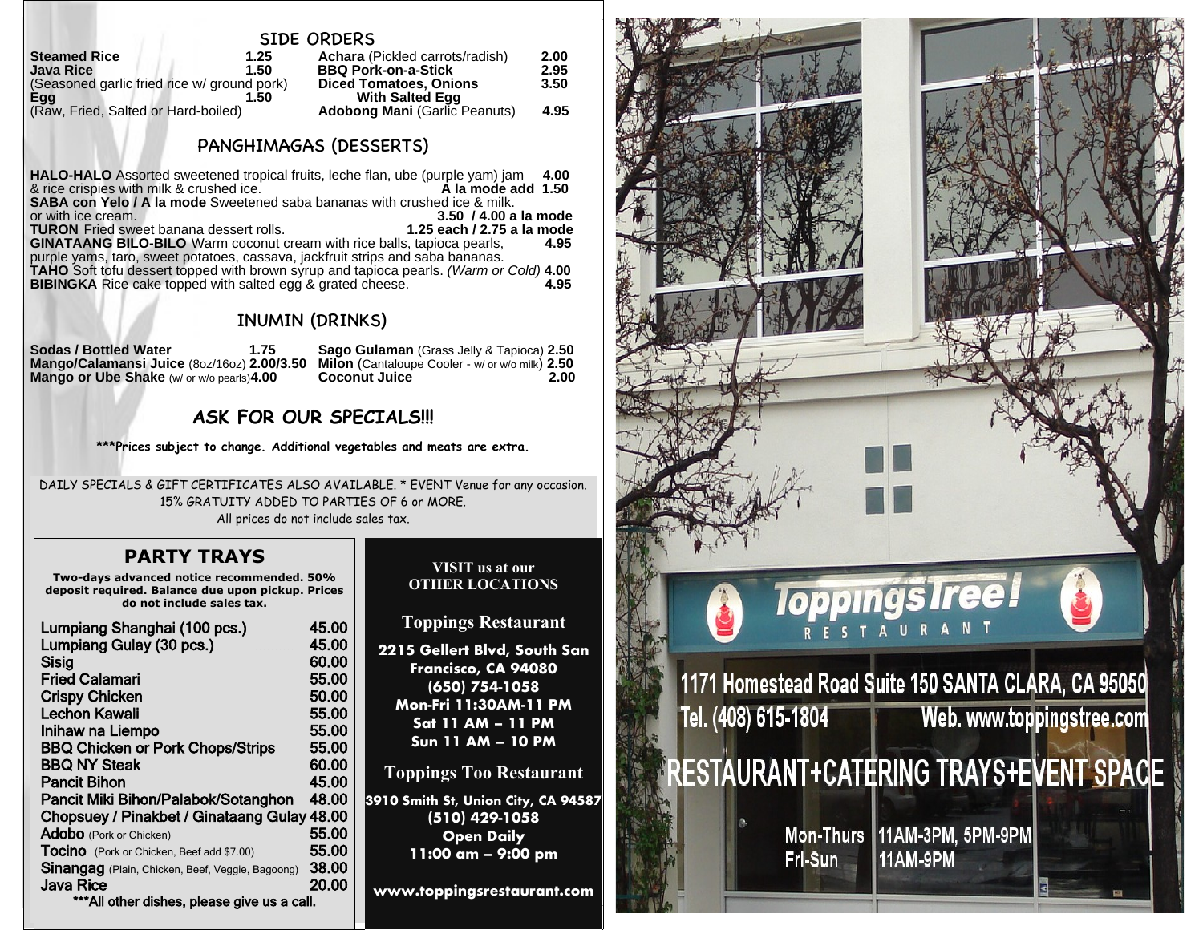## SIDE ORDERS

| | | | |
|---|---|---|---|
| **Steamed Rice** | 1.25 | **Achara** (Pickled carrots/radish) | 2.00 |
| **Java Rice** (Seasoned garlic fried rice w/ ground pork) | 1.50 | **BBQ Pork-on-a-Stick** | 2.95 |
| **Egg** (Raw, Fried, Salted or Hard-boiled) | 1.50 | **Diced Tomatoes, Onions With Salted Egg** | 3.50 |
| | | **Adobong Mani** (Garlic Peanuts) | 4.95 |

## PANGHIMAGAS (DESSERTS)

**HALO-HALO** Assorted sweetened tropical fruits, leche flan, ube (purple yam) jam & rice crispies with milk & crushed ice. **4.00** — **A la mode add 1.50**

**SABA con Yelo / A la mode** Sweetened saba bananas with crushed ice & milk. or with ice cream. **3.50 / 4.00 a la mode**

**TURON** Fried sweet banana dessert rolls. **1.25 each / 2.75 a la mode**

**GINATAANG BILO-BILO** Warm coconut cream with rice balls, tapioca pearls, purple yams, taro, sweet potatoes, cassava, jackfruit strips and saba bananas. **4.95**

**TAHO** Soft tofu dessert topped with brown syrup and tapioca pearls. *(Warm or Cold)* **4.00**

**BIBINGKA** Rice cake topped with salted egg & grated cheese. **4.95**

## INUMIN (DRINKS)

| | | | |
|---|---|---|---|
| **Sodas / Bottled Water** | 1.75 | **Sago Gulaman** (Grass Jelly & Tapioca) | 2.50 |
| **Mango/Calamansi Juice** (8oz/16oz) | 2.00/3.50 | **Milon** (Cantaloupe Cooler - w/ or w/o milk) | 2.50 |
| **Mango or Ube Shake** (w/ or w/o pearls) | 4.00 | **Coconut Juice** | 2.00 |

## ASK FOR OUR SPECIALS!!!

***Prices subject to change. Additional vegetables and meats are extra.**

DAILY SPECIALS & GIFT CERTIFICATES ALSO AVAILABLE. * EVENT Venue for any occasion.
15% GRATUITY ADDED TO PARTIES OF 6 or MORE.
All prices do not include sales tax.

## PARTY TRAYS

**Two-days advanced notice recommended. 50% deposit required. Balance due upon pickup. Prices do not include sales tax.**

| | |
|---|---|
| Lumpiang Shanghai (100 pcs.) | 45.00 |
| Lumpiang Gulay (30 pcs.) | 45.00 |
| Sisig | 60.00 |
| Fried Calamari | 55.00 |
| Crispy Chicken | 50.00 |
| Lechon Kawali | 55.00 |
| Inihaw na Liempo | 55.00 |
| BBQ Chicken or Pork Chops/Strips | 55.00 |
| BBQ NY Steak | 60.00 |
| Pancit Bihon | 45.00 |
| Pancit Miki Bihon/Palabok/Sotanghon | 48.00 |
| Chopsuey / Pinakbet / Ginataang Gulay | 48.00 |
| Adobo (Pork or Chicken) | 55.00 |
| Tocino (Pork or Chicken, Beef add $7.00) | 55.00 |
| Sinangag (Plain, Chicken, Beef, Veggie, Bagoong) | 38.00 |
| Java Rice | 20.00 |

***All other dishes, please give us a call.

**VISIT us at our OTHER LOCATIONS**

**Toppings Restaurant**

**2215 Gellert Blvd, South San Francisco, CA 94080**
**(650) 754-1058**
**Mon-Fri 11:30AM-11 PM**
**Sat 11 AM – 11 PM**
**Sun 11 AM – 10 PM**

**Toppings Too Restaurant**

**3910 Smith St, Union City, CA 94587**
**(510) 429-1058**
**Open Daily**
**11:00 am – 9:00 pm**

**www.toppingsrestaurant.com**

# ToppingsTree! RESTAURANT

**1171 Homestead Road Suite 150 SANTA CLARA, CA 95050**
**Tel. (408) 615-1804** **Web. www.toppingstree.com**

## RESTAURANT+CATERING TRAYS+EVENT SPACE

Mon-Thurs 11AM-3PM, 5PM-9PM
Fri-Sun 11AM-9PM